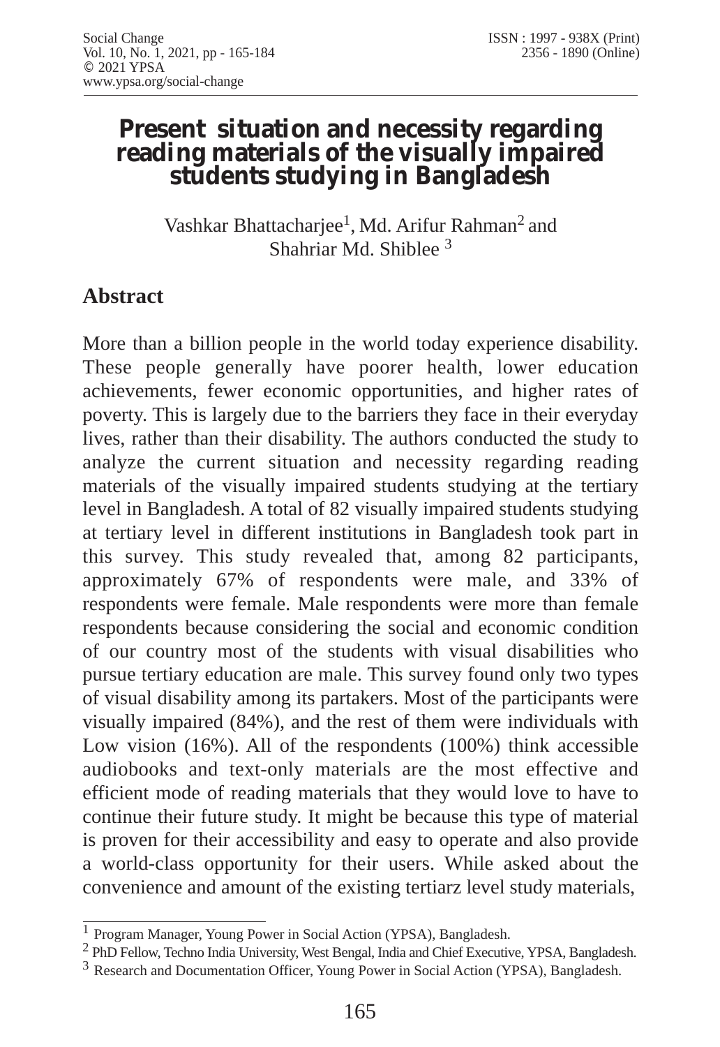# Present situation and necessity regarding reading materials of the visually impaired students studying in Bangladesh

Vashkar Bhattacharjee[1], Md. Arifur Rahman[2] and Shahriar Md. Shiblee [3]

## Abstract

More than a billion people in the world today experience disability. These people generally have poorer health, lower education achievements, fewer economic opportunities, and higher rates of poverty. This is largely due to the barriers they face in their everyday lives, rather than their disability. The authors conducted the study to analyze the current situation and necessity regarding reading materials of the visually impaired students studying at the tertiary level in Bangladesh. A total of 82 visually impaired students studying at tertiary level in different institutions in Bangladesh took part in this survey. This study revealed that, among 82 participants, approximately 67% of respondents were male, and 33% of respondents were female. Male respondents were more than female respondents because considering the social and economic condition of our country most of the students with visual disabilities who pursue tertiary education are male. This survey found only two types of visual disability among its partakers. Most of the participants were visually impaired (84%), and the rest of them were individuals with Low vision (16%). All of the respondents (100%) think accessible audiobooks and text-only materials are the most effective and efficient mode of reading materials that they would love to have to continue their future study. It might be because this type of material is proven for their accessibility and easy to operate and also provide a world-class opportunity for their users. While asked about the convenience and amount of the existing tertiarz level study materials,

---

[1] Program Manager, Young Power in Social Action (YPSA), Bangladesh.

[2] PhD Fellow, Techno India University, West Bengal, India and Chief Executive, YPSA, Bangladesh.

[3] Research and Documentation Officer, Young Power in Social Action (YPSA), Bangladesh.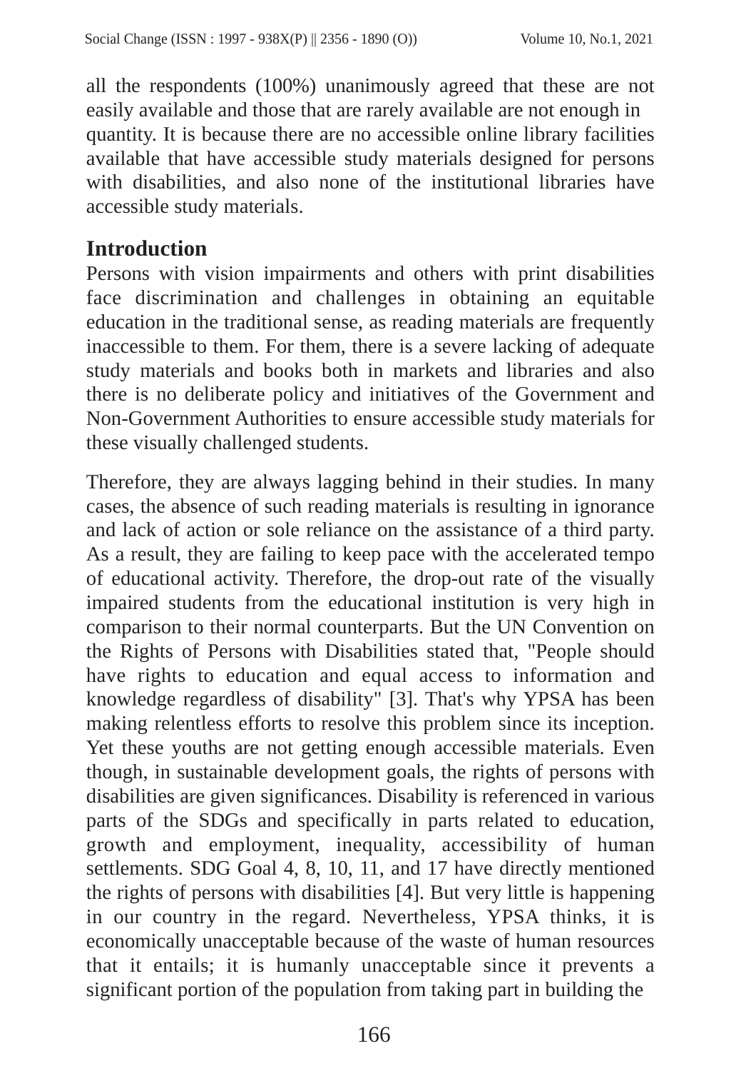all the respondents (100%) unanimously agreed that these are not easily available and those that are rarely available are not enough in quantity. It is because there are no accessible online library facilities available that have accessible study materials designed for persons with disabilities, and also none of the institutional libraries have accessible study materials.

## Introduction

Persons with vision impairments and others with print disabilities face discrimination and challenges in obtaining an equitable education in the traditional sense, as reading materials are frequently inaccessible to them. For them, there is a severe lacking of adequate study materials and books both in markets and libraries and also there is no deliberate policy and initiatives of the Government and Non-Government Authorities to ensure accessible study materials for these visually challenged students.

Therefore, they are always lagging behind in their studies. In many cases, the absence of such reading materials is resulting in ignorance and lack of action or sole reliance on the assistance of a third party. As a result, they are failing to keep pace with the accelerated tempo of educational activity. Therefore, the drop-out rate of the visually impaired students from the educational institution is very high in comparison to their normal counterparts. But the UN Convention on the Rights of Persons with Disabilities stated that, "People should have rights to education and equal access to information and knowledge regardless of disability" [3]. That's why YPSA has been making relentless efforts to resolve this problem since its inception. Yet these youths are not getting enough accessible materials. Even though, in sustainable development goals, the rights of persons with disabilities are given significances. Disability is referenced in various parts of the SDGs and specifically in parts related to education, growth and employment, inequality, accessibility of human settlements. SDG Goal 4, 8, 10, 11, and 17 have directly mentioned the rights of persons with disabilities [4]. But very little is happening in our country in the regard. Nevertheless, YPSA thinks, it is economically unacceptable because of the waste of human resources that it entails; it is humanly unacceptable since it prevents a significant portion of the population from taking part in building the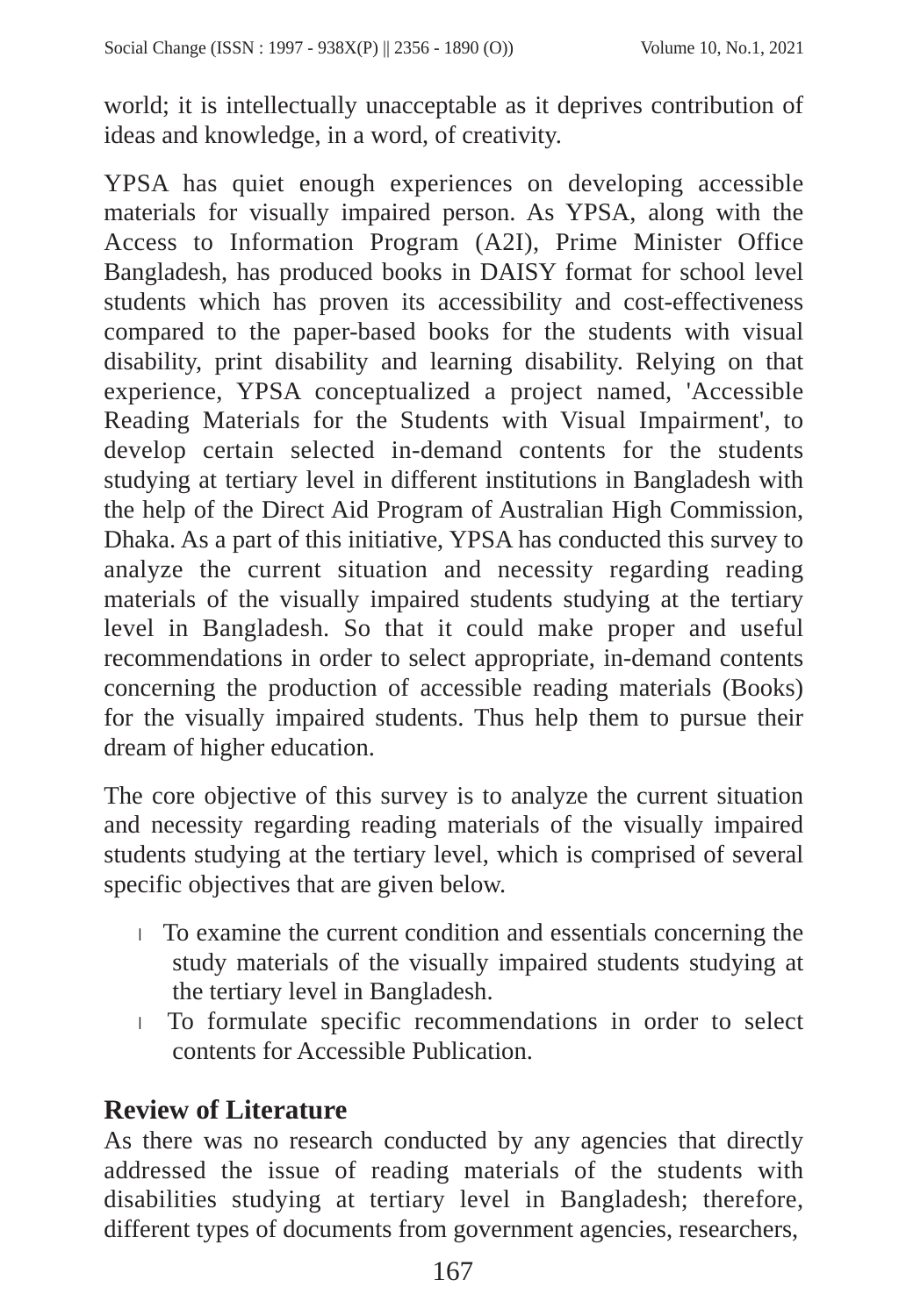world; it is intellectually unacceptable as it deprives contribution of ideas and knowledge, in a word, of creativity.

YPSA has quiet enough experiences on developing accessible materials for visually impaired person. As YPSA, along with the Access to Information Program (A2I), Prime Minister Office Bangladesh, has produced books in DAISY format for school level students which has proven its accessibility and cost-effectiveness compared to the paper-based books for the students with visual disability, print disability and learning disability. Relying on that experience, YPSA conceptualized a project named, 'Accessible Reading Materials for the Students with Visual Impairment', to develop certain selected in-demand contents for the students studying at tertiary level in different institutions in Bangladesh with the help of the Direct Aid Program of Australian High Commission, Dhaka. As a part of this initiative, YPSA has conducted this survey to analyze the current situation and necessity regarding reading materials of the visually impaired students studying at the tertiary level in Bangladesh. So that it could make proper and useful recommendations in order to select appropriate, in-demand contents concerning the production of accessible reading materials (Books) for the visually impaired students. Thus help them to pursue their dream of higher education.

The core objective of this survey is to analyze the current situation and necessity regarding reading materials of the visually impaired students studying at the tertiary level, which is comprised of several specific objectives that are given below.

- To examine the current condition and essentials concerning the study materials of the visually impaired students studying at the tertiary level in Bangladesh.
- To formulate specific recommendations in order to select contents for Accessible Publication.

## Review of Literature

As there was no research conducted by any agencies that directly addressed the issue of reading materials of the students with disabilities studying at tertiary level in Bangladesh; therefore, different types of documents from government agencies, researchers,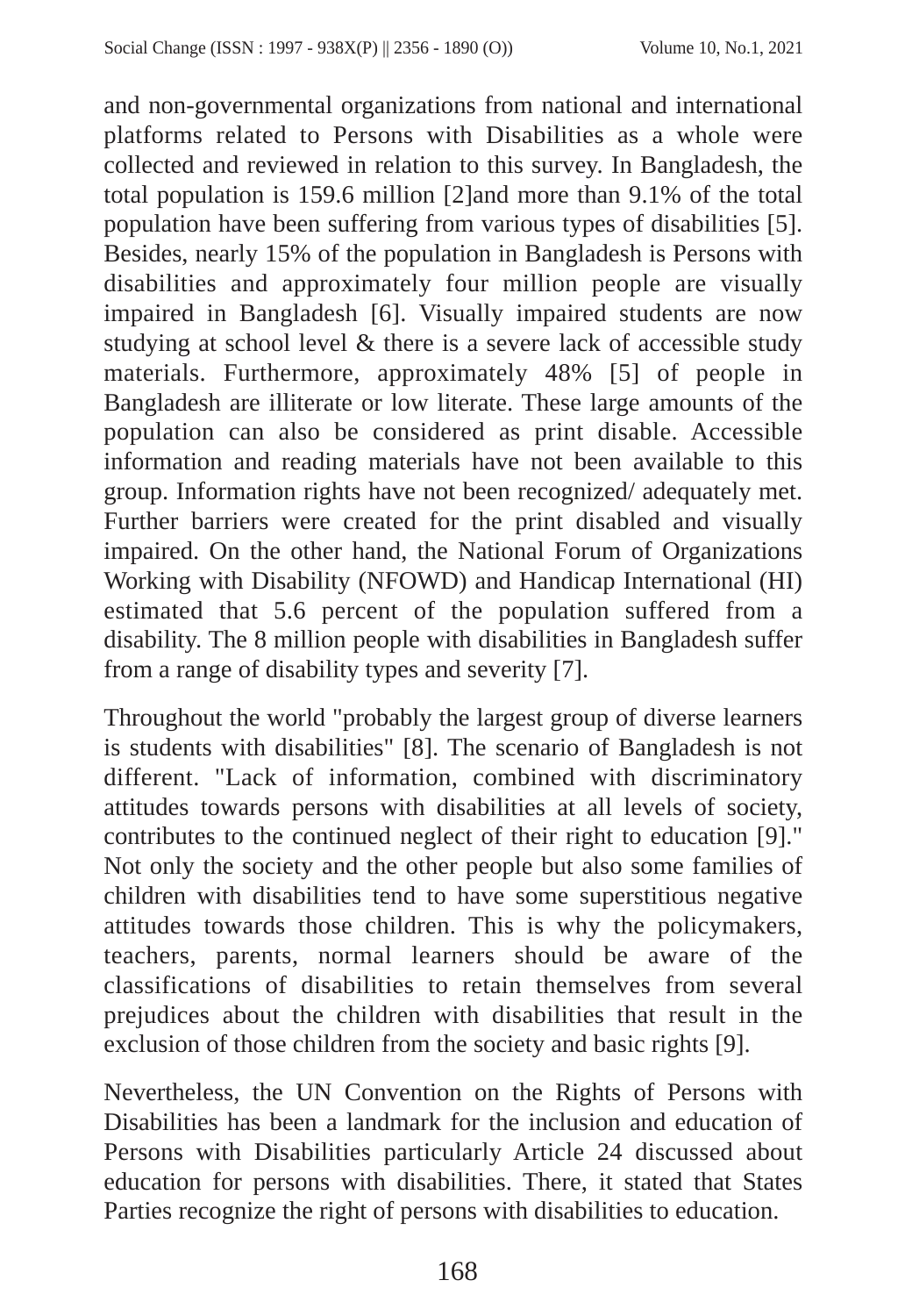and non-governmental organizations from national and international platforms related to Persons with Disabilities as a whole were collected and reviewed in relation to this survey. In Bangladesh, the total population is 159.6 million [2]and more than 9.1% of the total population have been suffering from various types of disabilities [5]. Besides, nearly 15% of the population in Bangladesh is Persons with disabilities and approximately four million people are visually impaired in Bangladesh [6]. Visually impaired students are now studying at school level & there is a severe lack of accessible study materials. Furthermore, approximately 48% [5] of people in Bangladesh are illiterate or low literate. These large amounts of the population can also be considered as print disable. Accessible information and reading materials have not been available to this group. Information rights have not been recognized/ adequately met. Further barriers were created for the print disabled and visually impaired. On the other hand, the National Forum of Organizations Working with Disability (NFOWD) and Handicap International (HI) estimated that 5.6 percent of the population suffered from a disability. The 8 million people with disabilities in Bangladesh suffer from a range of disability types and severity [7].

Throughout the world "probably the largest group of diverse learners is students with disabilities" [8]. The scenario of Bangladesh is not different. "Lack of information, combined with discriminatory attitudes towards persons with disabilities at all levels of society, contributes to the continued neglect of their right to education [9]." Not only the society and the other people but also some families of children with disabilities tend to have some superstitious negative attitudes towards those children. This is why the policymakers, teachers, parents, normal learners should be aware of the classifications of disabilities to retain themselves from several prejudices about the children with disabilities that result in the exclusion of those children from the society and basic rights [9].

Nevertheless, the UN Convention on the Rights of Persons with Disabilities has been a landmark for the inclusion and education of Persons with Disabilities particularly Article 24 discussed about education for persons with disabilities. There, it stated that States Parties recognize the right of persons with disabilities to education.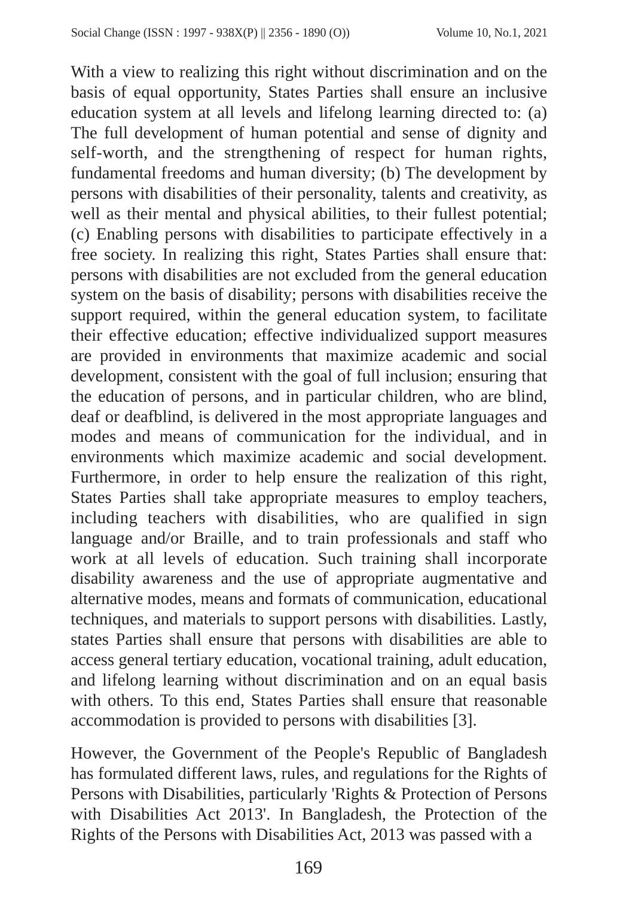With a view to realizing this right without discrimination and on the basis of equal opportunity, States Parties shall ensure an inclusive education system at all levels and lifelong learning directed to: (a) The full development of human potential and sense of dignity and self-worth, and the strengthening of respect for human rights, fundamental freedoms and human diversity; (b) The development by persons with disabilities of their personality, talents and creativity, as well as their mental and physical abilities, to their fullest potential; (c) Enabling persons with disabilities to participate effectively in a free society. In realizing this right, States Parties shall ensure that: persons with disabilities are not excluded from the general education system on the basis of disability; persons with disabilities receive the support required, within the general education system, to facilitate their effective education; effective individualized support measures are provided in environments that maximize academic and social development, consistent with the goal of full inclusion; ensuring that the education of persons, and in particular children, who are blind, deaf or deafblind, is delivered in the most appropriate languages and modes and means of communication for the individual, and in environments which maximize academic and social development. Furthermore, in order to help ensure the realization of this right, States Parties shall take appropriate measures to employ teachers, including teachers with disabilities, who are qualified in sign language and/or Braille, and to train professionals and staff who work at all levels of education. Such training shall incorporate disability awareness and the use of appropriate augmentative and alternative modes, means and formats of communication, educational techniques, and materials to support persons with disabilities. Lastly, states Parties shall ensure that persons with disabilities are able to access general tertiary education, vocational training, adult education, and lifelong learning without discrimination and on an equal basis with others. To this end, States Parties shall ensure that reasonable accommodation is provided to persons with disabilities [3].

However, the Government of the People's Republic of Bangladesh has formulated different laws, rules, and regulations for the Rights of Persons with Disabilities, particularly 'Rights & Protection of Persons with Disabilities Act 2013'. In Bangladesh, the Protection of the Rights of the Persons with Disabilities Act, 2013 was passed with a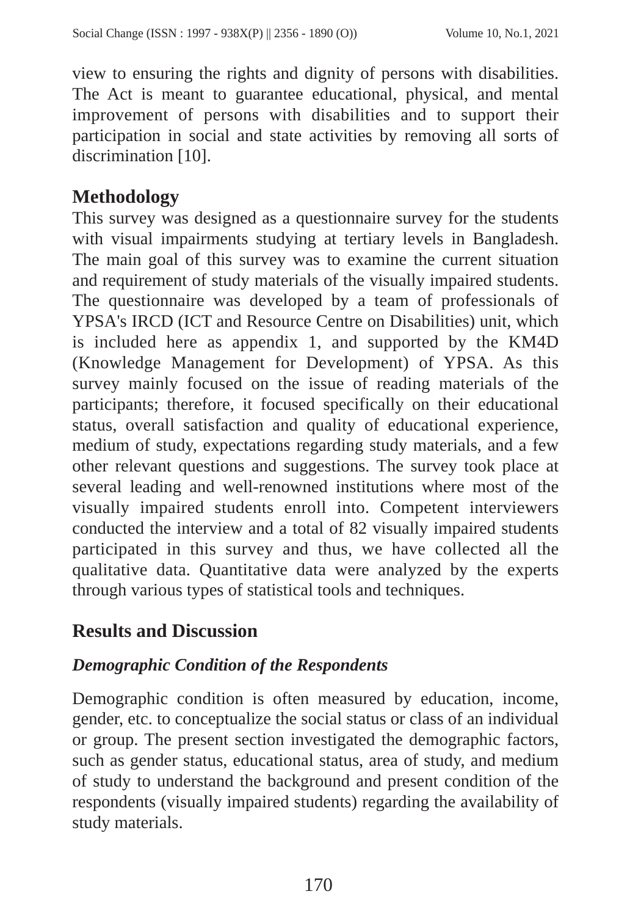view to ensuring the rights and dignity of persons with disabilities. The Act is meant to guarantee educational, physical, and mental improvement of persons with disabilities and to support their participation in social and state activities by removing all sorts of discrimination [10].

## Methodology

This survey was designed as a questionnaire survey for the students with visual impairments studying at tertiary levels in Bangladesh. The main goal of this survey was to examine the current situation and requirement of study materials of the visually impaired students. The questionnaire was developed by a team of professionals of YPSA's IRCD (ICT and Resource Centre on Disabilities) unit, which is included here as appendix 1, and supported by the KM4D (Knowledge Management for Development) of YPSA. As this survey mainly focused on the issue of reading materials of the participants; therefore, it focused specifically on their educational status, overall satisfaction and quality of educational experience, medium of study, expectations regarding study materials, and a few other relevant questions and suggestions. The survey took place at several leading and well-renowned institutions where most of the visually impaired students enroll into. Competent interviewers conducted the interview and a total of 82 visually impaired students participated in this survey and thus, we have collected all the qualitative data. Quantitative data were analyzed by the experts through various types of statistical tools and techniques.

## Results and Discussion

### *Demographic Condition of the Respondents*

Demographic condition is often measured by education, income, gender, etc. to conceptualize the social status or class of an individual or group. The present section investigated the demographic factors, such as gender status, educational status, area of study, and medium of study to understand the background and present condition of the respondents (visually impaired students) regarding the availability of study materials.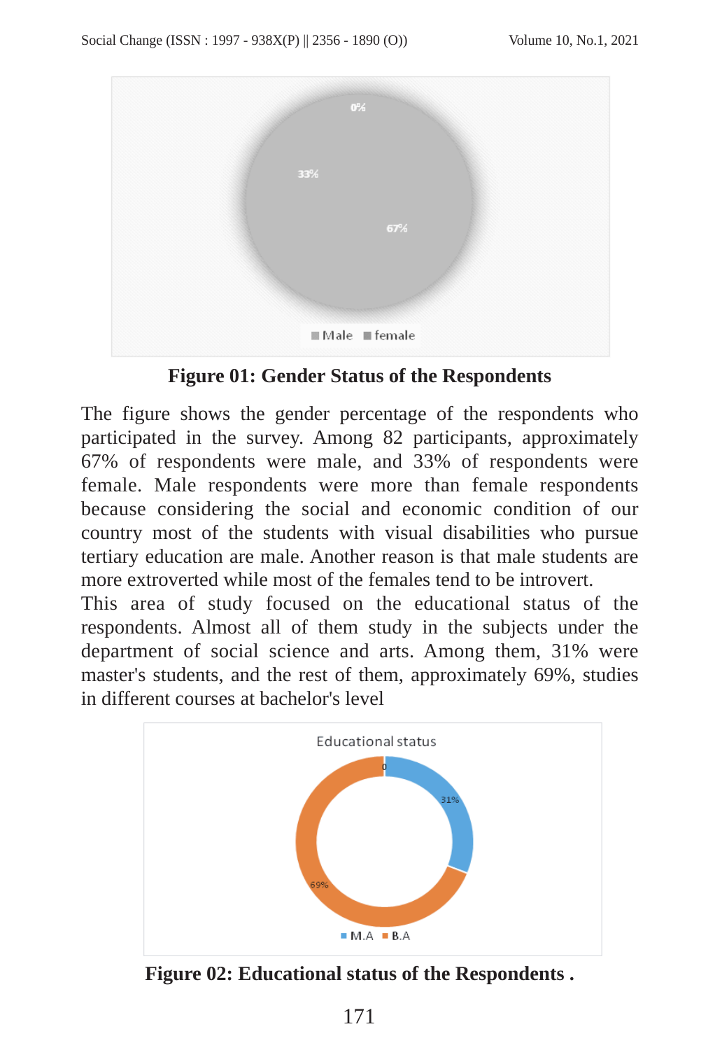**Figure 01: Gender Status of the Respondents**

The figure shows the gender percentage of the respondents who participated in the survey. Among 82 participants, approximately 67% of respondents were male, and 33% of respondents were female. Male respondents were more than female respondents because considering the social and economic condition of our country most of the students with visual disabilities who pursue tertiary education are male. Another reason is that male students are more extroverted while most of the females tend to be introvert.

This area of study focused on the educational status of the respondents. Almost all of them study in the subjects under the department of social science and arts. Among them, 31% were master's students, and the rest of them, approximately 69%, studies in different courses at bachelor's level

**Figure 02: Educational status of the Respondents .**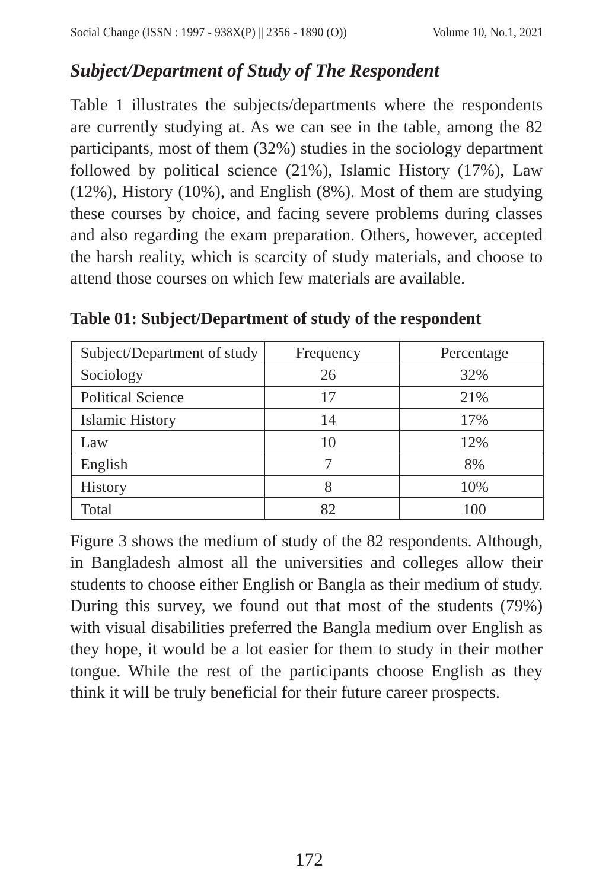### *Subject/Department of Study of The Respondent*

Table 1 illustrates the subjects/departments where the respondents are currently studying at. As we can see in the table, among the 82 participants, most of them (32%) studies in the sociology department followed by political science (21%), Islamic History (17%), Law (12%), History (10%), and English (8%). Most of them are studying these courses by choice, and facing severe problems during classes and also regarding the exam preparation. Others, however, accepted the harsh reality, which is scarcity of study materials, and choose to attend those courses on which few materials are available.

**Table 01: Subject/Department of study of the respondent**

| Subject/Department of study | Frequency | Percentage |
|---|---|---|
| Sociology | 26 | 32% |
| Political Science | 17 | 21% |
| Islamic History | 14 | 17% |
| Law | 10 | 12% |
| English | 7 | 8% |
| History | 8 | 10% |
| Total | 82 | 100 |

Figure 3 shows the medium of study of the 82 respondents. Although, in Bangladesh almost all the universities and colleges allow their students to choose either English or Bangla as their medium of study. During this survey, we found out that most of the students (79%) with visual disabilities preferred the Bangla medium over English as they hope, it would be a lot easier for them to study in their mother tongue. While the rest of the participants choose English as they think it will be truly beneficial for their future career prospects.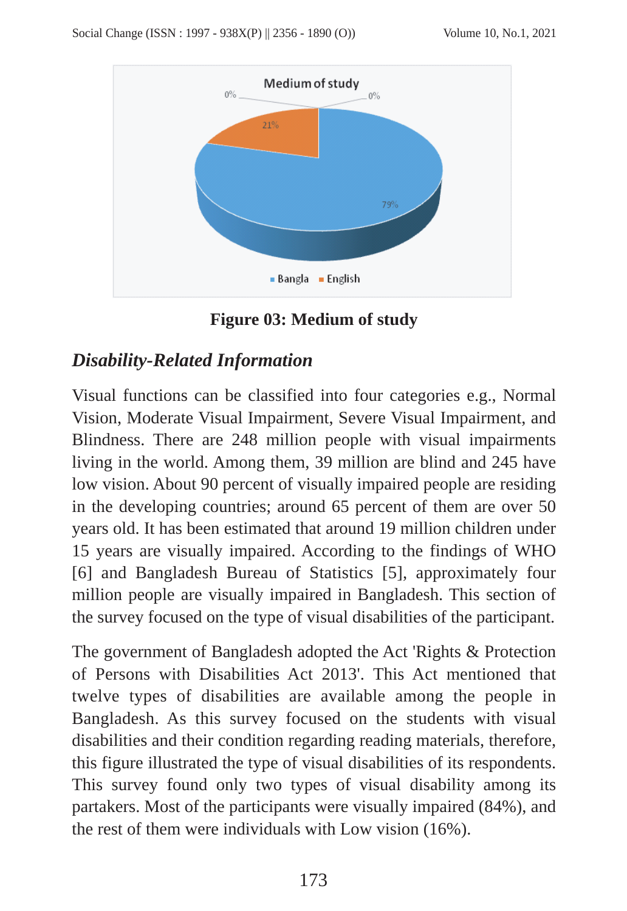Figure 03: Medium of study

## *Disability-Related Information*

Visual functions can be classified into four categories e.g., Normal Vision, Moderate Visual Impairment, Severe Visual Impairment, and Blindness. There are 248 million people with visual impairments living in the world. Among them, 39 million are blind and 245 have low vision. About 90 percent of visually impaired people are residing in the developing countries; around 65 percent of them are over 50 years old. It has been estimated that around 19 million children under 15 years are visually impaired. According to the findings of WHO [6] and Bangladesh Bureau of Statistics [5], approximately four million people are visually impaired in Bangladesh. This section of the survey focused on the type of visual disabilities of the participant.

The government of Bangladesh adopted the Act 'Rights & Protection of Persons with Disabilities Act 2013'. This Act mentioned that twelve types of disabilities are available among the people in Bangladesh. As this survey focused on the students with visual disabilities and their condition regarding reading materials, therefore, this figure illustrated the type of visual disabilities of its respondents. This survey found only two types of visual disability among its partakers. Most of the participants were visually impaired (84%), and the rest of them were individuals with Low vision (16%).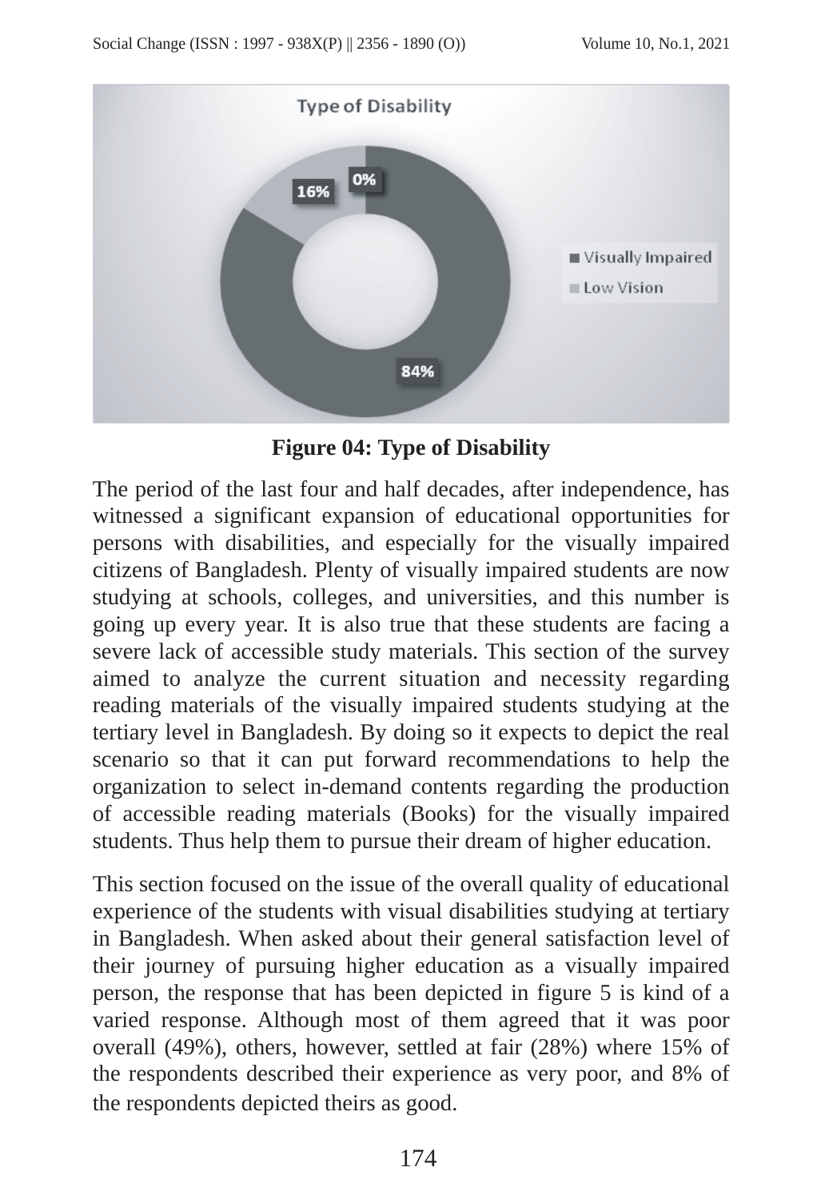**Figure 04: Type of Disability**

The period of the last four and half decades, after independence, has witnessed a significant expansion of educational opportunities for persons with disabilities, and especially for the visually impaired citizens of Bangladesh. Plenty of visually impaired students are now studying at schools, colleges, and universities, and this number is going up every year. It is also true that these students are facing a severe lack of accessible study materials. This section of the survey aimed to analyze the current situation and necessity regarding reading materials of the visually impaired students studying at the tertiary level in Bangladesh. By doing so it expects to depict the real scenario so that it can put forward recommendations to help the organization to select in-demand contents regarding the production of accessible reading materials (Books) for the visually impaired students. Thus help them to pursue their dream of higher education.

This section focused on the issue of the overall quality of educational experience of the students with visual disabilities studying at tertiary in Bangladesh. When asked about their general satisfaction level of their journey of pursuing higher education as a visually impaired person, the response that has been depicted in figure 5 is kind of a varied response. Although most of them agreed that it was poor overall (49%), others, however, settled at fair (28%) where 15% of the respondents described their experience as very poor, and 8% of the respondents depicted theirs as good.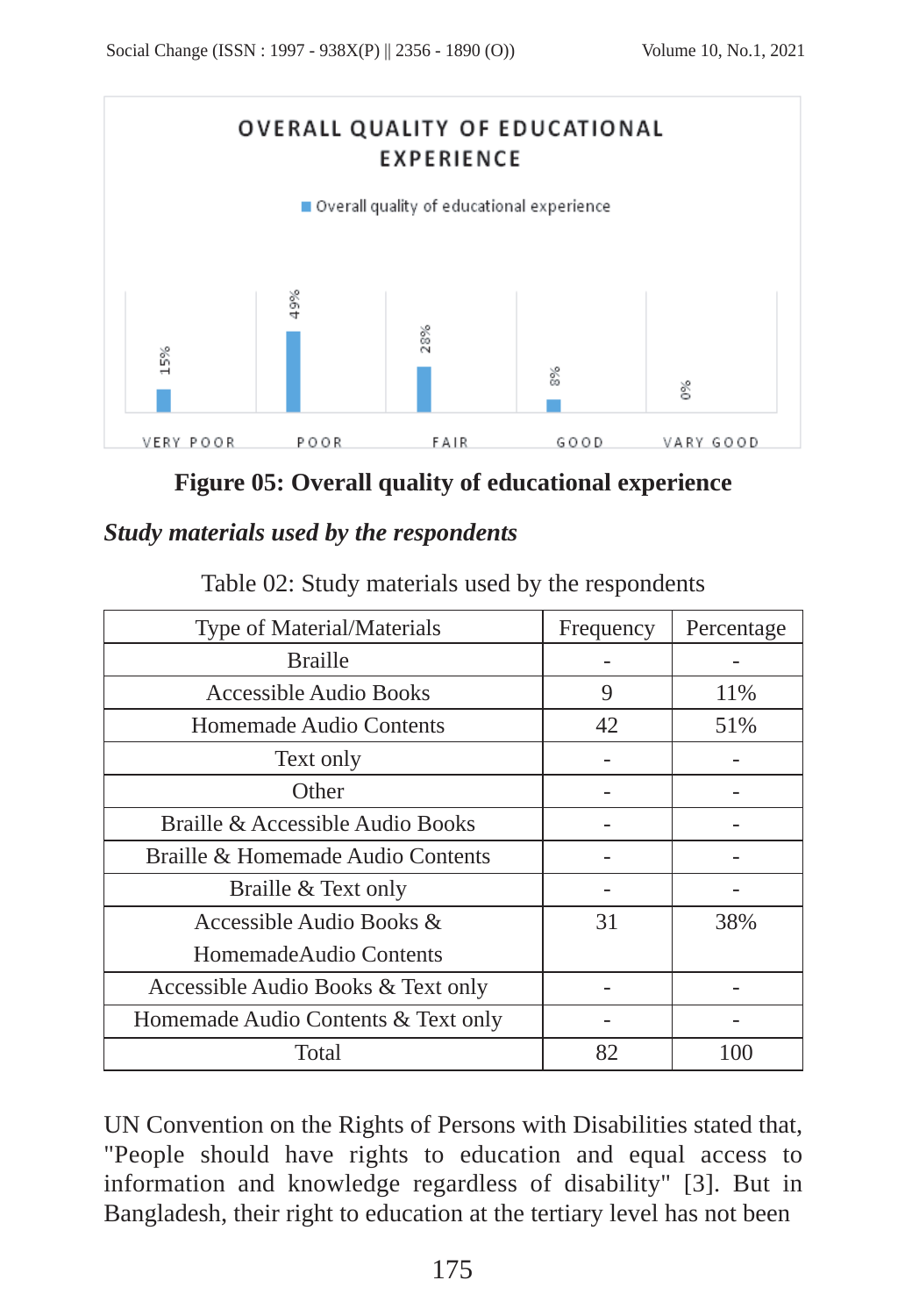**Figure 05: Overall quality of educational experience**

***Study materials used by the respondents***

Table 02: Study materials used by the respondents

| Type of Material/Materials | Frequency | Percentage |
|---|---|---|
| Braille | - | - |
| Accessible Audio Books | 9 | 11% |
| Homemade Audio Contents | 42 | 51% |
| Text only | - | - |
| Other | - | - |
| Braille & Accessible Audio Books | - | - |
| Braille & Homemade Audio Contents | - | - |
| Braille & Text only | - | - |
| Accessible Audio Books & HomemadeAudio Contents | 31 | 38% |
| Accessible Audio Books & Text only | - | - |
| Homemade Audio Contents & Text only | - | - |
| Total | 82 | 100 |

UN Convention on the Rights of Persons with Disabilities stated that, "People should have rights to education and equal access to information and knowledge regardless of disability" [3]. But in Bangladesh, their right to education at the tertiary level has not been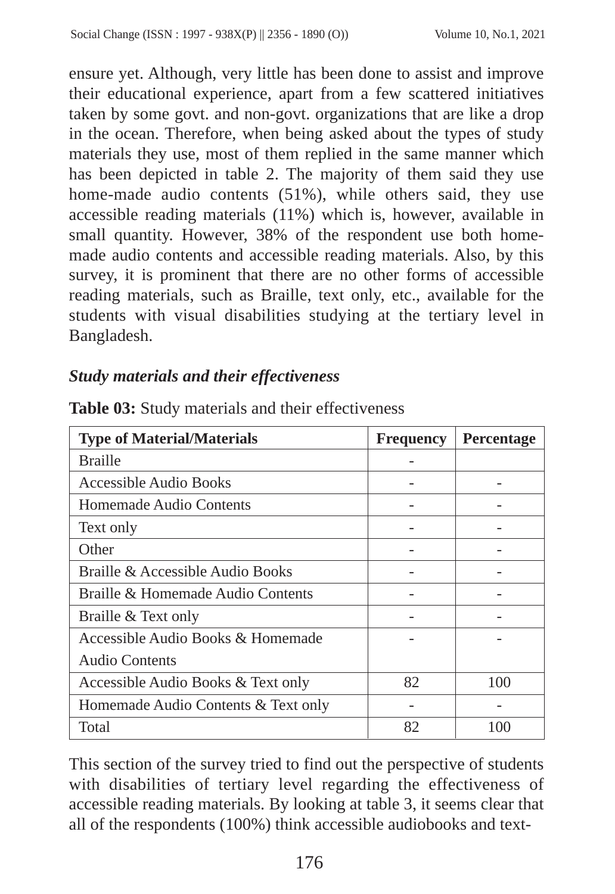ensure yet. Although, very little has been done to assist and improve their educational experience, apart from a few scattered initiatives taken by some govt. and non-govt. organizations that are like a drop in the ocean. Therefore, when being asked about the types of study materials they use, most of them replied in the same manner which has been depicted in table 2. The majority of them said they use home-made audio contents (51%), while others said, they use accessible reading materials (11%) which is, however, available in small quantity. However, 38% of the respondent use both home-made audio contents and accessible reading materials. Also, by this survey, it is prominent that there are no other forms of accessible reading materials, such as Braille, text only, etc., available for the students with visual disabilities studying at the tertiary level in Bangladesh.

### *Study materials and their effectiveness*

**Table 03:** Study materials and their effectiveness

| Type of Material/Materials | Frequency | Percentage |
| --- | --- | --- |
| Braille | - | |
| Accessible Audio Books | - | - |
| Homemade Audio Contents | - | - |
| Text only | - | - |
| Other | - | - |
| Braille & Accessible Audio Books | - | - |
| Braille & Homemade Audio Contents | - | - |
| Braille & Text only | - | - |
| Accessible Audio Books & Homemade Audio Contents | - | - |
| Accessible Audio Books & Text only | 82 | 100 |
| Homemade Audio Contents & Text only | - | - |
| Total | 82 | 100 |

This section of the survey tried to find out the perspective of students with disabilities of tertiary level regarding the effectiveness of accessible reading materials. By looking at table 3, it seems clear that all of the respondents (100%) think accessible audiobooks and text-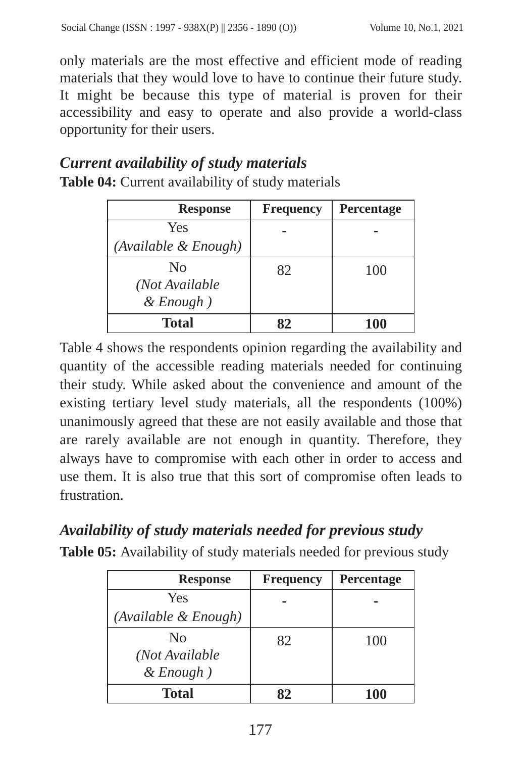only materials are the most effective and efficient mode of reading materials that they would love to have to continue their future study. It might be because this type of material is proven for their accessibility and easy to operate and also provide a world-class opportunity for their users.

### *Current availability of study materials*

**Table 04:** Current availability of study materials

| Response | Frequency | Percentage |
|---|---|---|
| Yes *(Available & Enough)* | - | - |
| No *(Not Available & Enough )* | 82 | 100 |
| **Total** | **82** | **100** |

Table 4 shows the respondents opinion regarding the availability and quantity of the accessible reading materials needed for continuing their study. While asked about the convenience and amount of the existing tertiary level study materials, all the respondents (100%) unanimously agreed that these are not easily available and those that are rarely available are not enough in quantity. Therefore, they always have to compromise with each other in order to access and use them. It is also true that this sort of compromise often leads to frustration.

### *Availability of study materials needed for previous study*

**Table 05:** Availability of study materials needed for previous study

| Response | Frequency | Percentage |
|---|---|---|
| Yes *(Available & Enough)* | - | - |
| No *(Not Available & Enough )* | 82 | 100 |
| **Total** | **82** | **100** |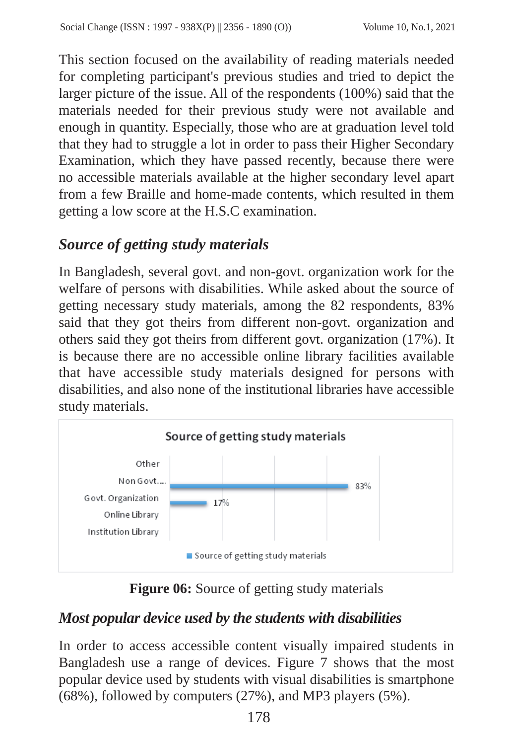This section focused on the availability of reading materials needed for completing participant's previous studies and tried to depict the larger picture of the issue. All of the respondents (100%) said that the materials needed for their previous study were not available and enough in quantity. Especially, those who are at graduation level told that they had to struggle a lot in order to pass their Higher Secondary Examination, which they have passed recently, because there were no accessible materials available at the higher secondary level apart from a few Braille and home-made contents, which resulted in them getting a low score at the H.S.C examination.

### *Source of getting study materials*

In Bangladesh, several govt. and non-govt. organization work for the welfare of persons with disabilities. While asked about the source of getting necessary study materials, among the 82 respondents, 83% said that they got theirs from different non-govt. organization and others said they got theirs from different govt. organization (17%). It is because there are no accessible online library facilities available that have accessible study materials designed for persons with disabilities, and also none of the institutional libraries have accessible study materials.

**Figure 06:** Source of getting study materials

### *Most popular device used by the students with disabilities*

In order to access accessible content visually impaired students in Bangladesh use a range of devices. Figure 7 shows that the most popular device used by students with visual disabilities is smartphone (68%), followed by computers (27%), and MP3 players (5%).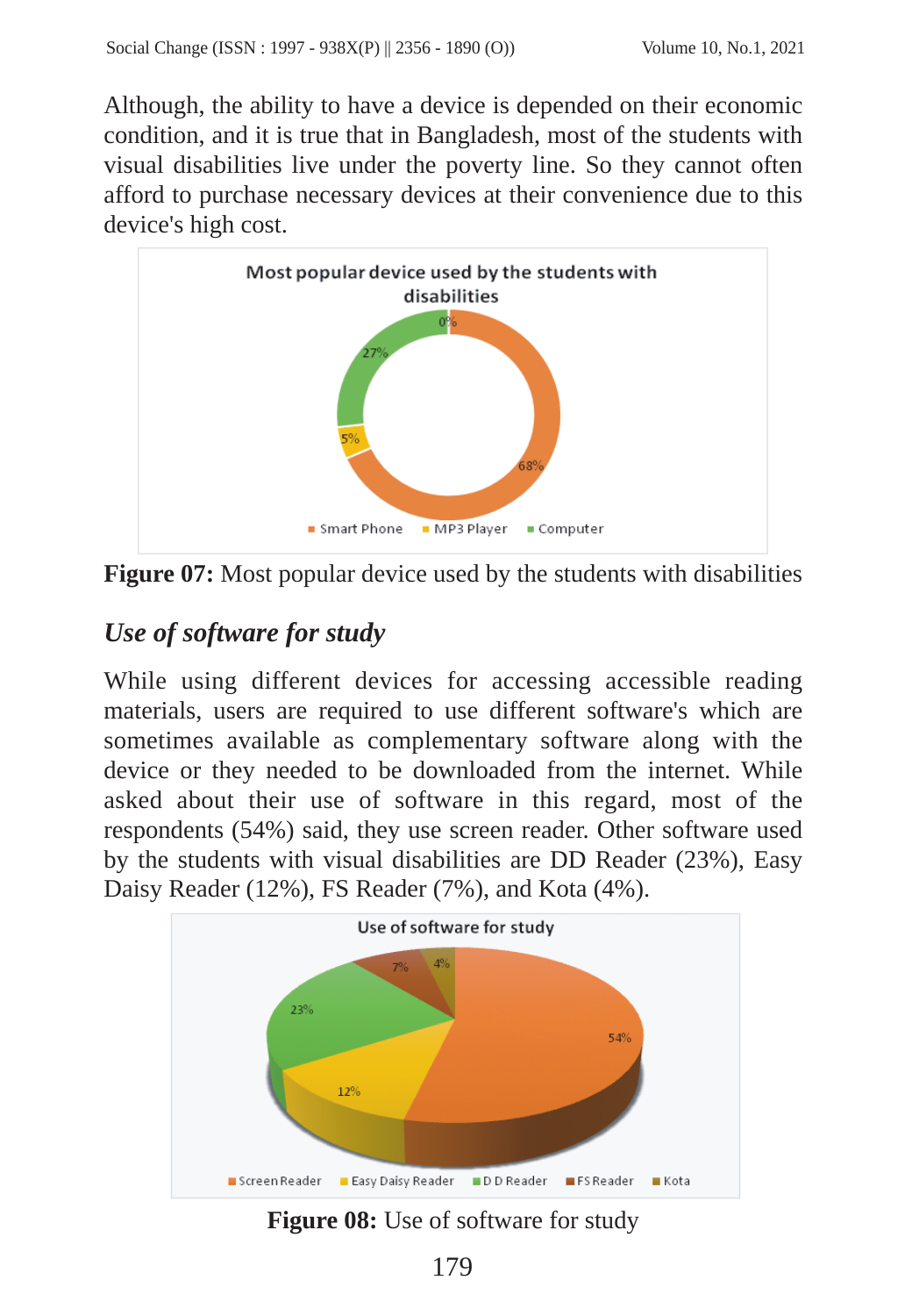Although, the ability to have a device is depended on their economic condition, and it is true that in Bangladesh, most of the students with visual disabilities live under the poverty line. So they cannot often afford to purchase necessary devices at their convenience due to this device's high cost.

**Figure 07:** Most popular device used by the students with disabilities

## *Use of software for study*

While using different devices for accessing accessible reading materials, users are required to use different software's which are sometimes available as complementary software along with the device or they needed to be downloaded from the internet. While asked about their use of software in this regard, most of the respondents (54%) said, they use screen reader. Other software used by the students with visual disabilities are DD Reader (23%), Easy Daisy Reader (12%), FS Reader (7%), and Kota (4%).

**Figure 08:** Use of software for study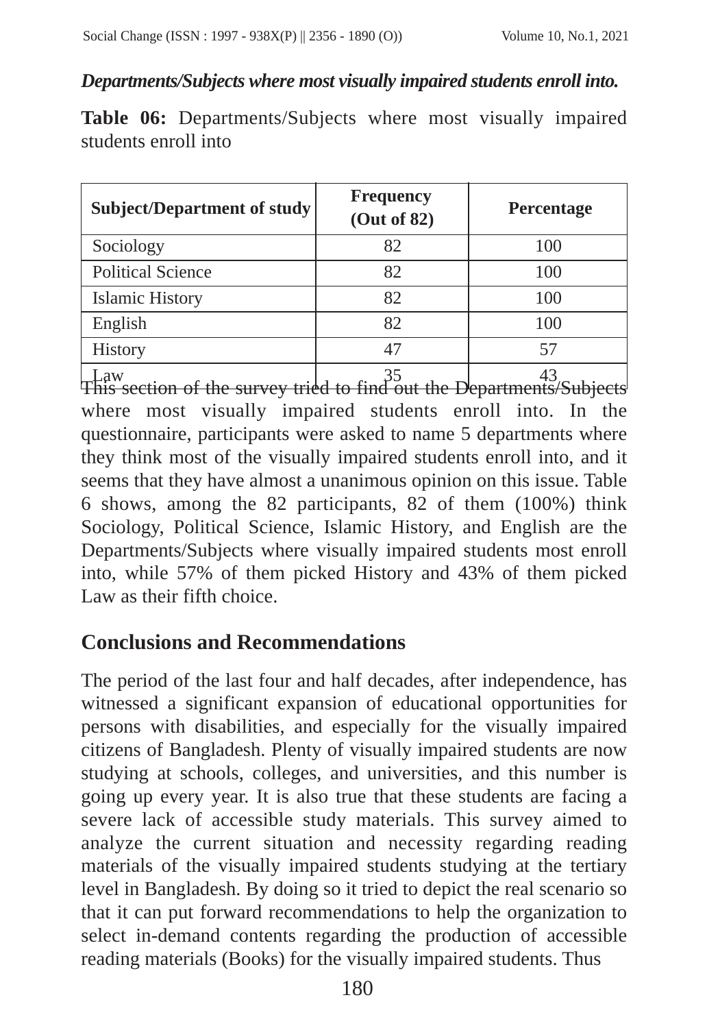***Departments/Subjects where most visually impaired students enroll into.***

**Table 06:** Departments/Subjects where most visually impaired students enroll into

| Subject/Department of study | Frequency (Out of 82) | Percentage |
|---|---|---|
| Sociology | 82 | 100 |
| Political Science | 82 | 100 |
| Islamic History | 82 | 100 |
| English | 82 | 100 |
| History | 47 | 57 |
| Law | 35 | 43 |

This section of the survey tried to find out the Departments/Subjects where most visually impaired students enroll into. In the questionnaire, participants were asked to name 5 departments where they think most of the visually impaired students enroll into, and it seems that they have almost a unanimous opinion on this issue. Table 6 shows, among the 82 participants, 82 of them (100%) think Sociology, Political Science, Islamic History, and English are the Departments/Subjects where visually impaired students most enroll into, while 57% of them picked History and 43% of them picked Law as their fifth choice.

## Conclusions and Recommendations

The period of the last four and half decades, after independence, has witnessed a significant expansion of educational opportunities for persons with disabilities, and especially for the visually impaired citizens of Bangladesh. Plenty of visually impaired students are now studying at schools, colleges, and universities, and this number is going up every year. It is also true that these students are facing a severe lack of accessible study materials. This survey aimed to analyze the current situation and necessity regarding reading materials of the visually impaired students studying at the tertiary level in Bangladesh. By doing so it tried to depict the real scenario so that it can put forward recommendations to help the organization to select in-demand contents regarding the production of accessible reading materials (Books) for the visually impaired students. Thus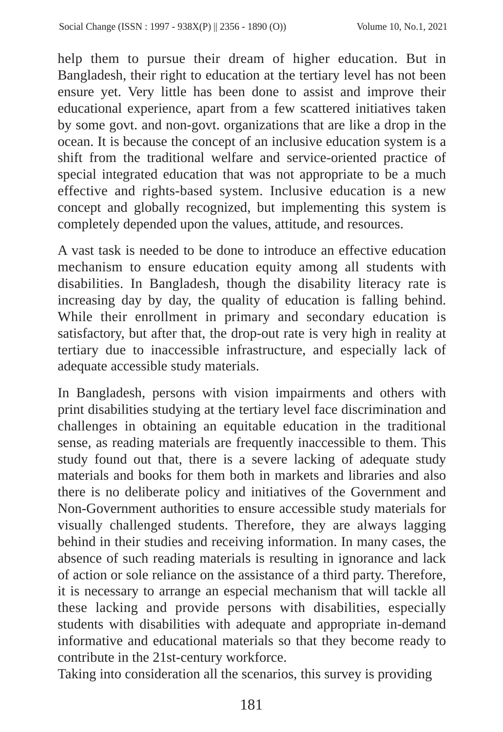help them to pursue their dream of higher education. But in Bangladesh, their right to education at the tertiary level has not been ensure yet. Very little has been done to assist and improve their educational experience, apart from a few scattered initiatives taken by some govt. and non-govt. organizations that are like a drop in the ocean. It is because the concept of an inclusive education system is a shift from the traditional welfare and service-oriented practice of special integrated education that was not appropriate to be a much effective and rights-based system. Inclusive education is a new concept and globally recognized, but implementing this system is completely depended upon the values, attitude, and resources.

A vast task is needed to be done to introduce an effective education mechanism to ensure education equity among all students with disabilities. In Bangladesh, though the disability literacy rate is increasing day by day, the quality of education is falling behind. While their enrollment in primary and secondary education is satisfactory, but after that, the drop-out rate is very high in reality at tertiary due to inaccessible infrastructure, and especially lack of adequate accessible study materials.

In Bangladesh, persons with vision impairments and others with print disabilities studying at the tertiary level face discrimination and challenges in obtaining an equitable education in the traditional sense, as reading materials are frequently inaccessible to them. This study found out that, there is a severe lacking of adequate study materials and books for them both in markets and libraries and also there is no deliberate policy and initiatives of the Government and Non-Government authorities to ensure accessible study materials for visually challenged students. Therefore, they are always lagging behind in their studies and receiving information. In many cases, the absence of such reading materials is resulting in ignorance and lack of action or sole reliance on the assistance of a third party. Therefore, it is necessary to arrange an especial mechanism that will tackle all these lacking and provide persons with disabilities, especially students with disabilities with adequate and appropriate in-demand informative and educational materials so that they become ready to contribute in the 21st-century workforce.

Taking into consideration all the scenarios, this survey is providing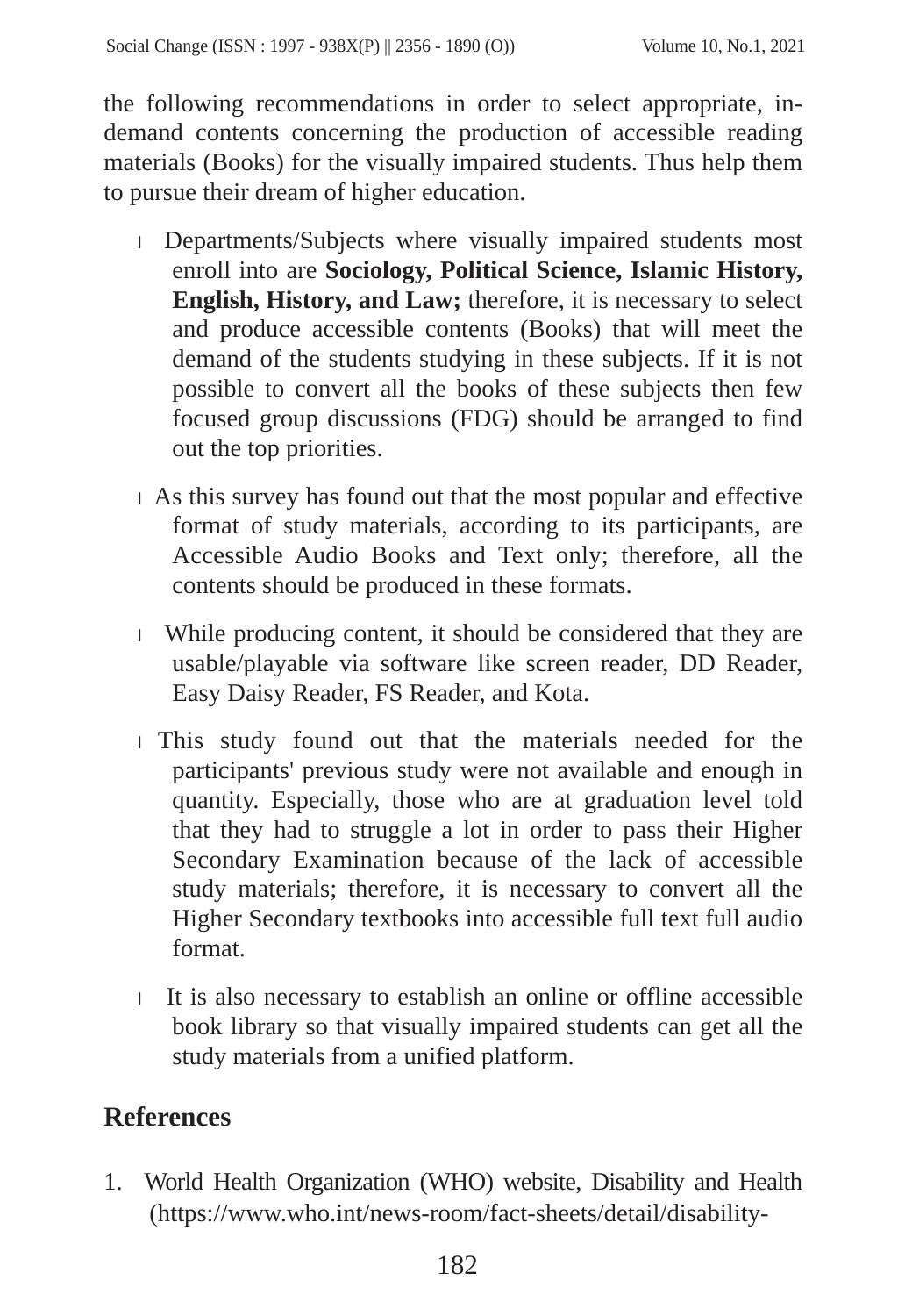the following recommendations in order to select appropriate, in-demand contents concerning the production of accessible reading materials (Books) for the visually impaired students. Thus help them to pursue their dream of higher education.

- Departments/Subjects where visually impaired students most enroll into are **Sociology, Political Science, Islamic History, English, History, and Law;** therefore, it is necessary to select and produce accessible contents (Books) that will meet the demand of the students studying in these subjects. If it is not possible to convert all the books of these subjects then few focused group discussions (FDG) should be arranged to find out the top priorities.

- As this survey has found out that the most popular and effective format of study materials, according to its participants, are Accessible Audio Books and Text only; therefore, all the contents should be produced in these formats.

- While producing content, it should be considered that they are usable/playable via software like screen reader, DD Reader, Easy Daisy Reader, FS Reader, and Kota.

- This study found out that the materials needed for the participants' previous study were not available and enough in quantity. Especially, those who are at graduation level told that they had to struggle a lot in order to pass their Higher Secondary Examination because of the lack of accessible study materials; therefore, it is necessary to convert all the Higher Secondary textbooks into accessible full text full audio format.

- It is also necessary to establish an online or offline accessible book library so that visually impaired students can get all the study materials from a unified platform.

## References

1. World Health Organization (WHO) website, Disability and Health (https://www.who.int/news-room/fact-sheets/detail/disability-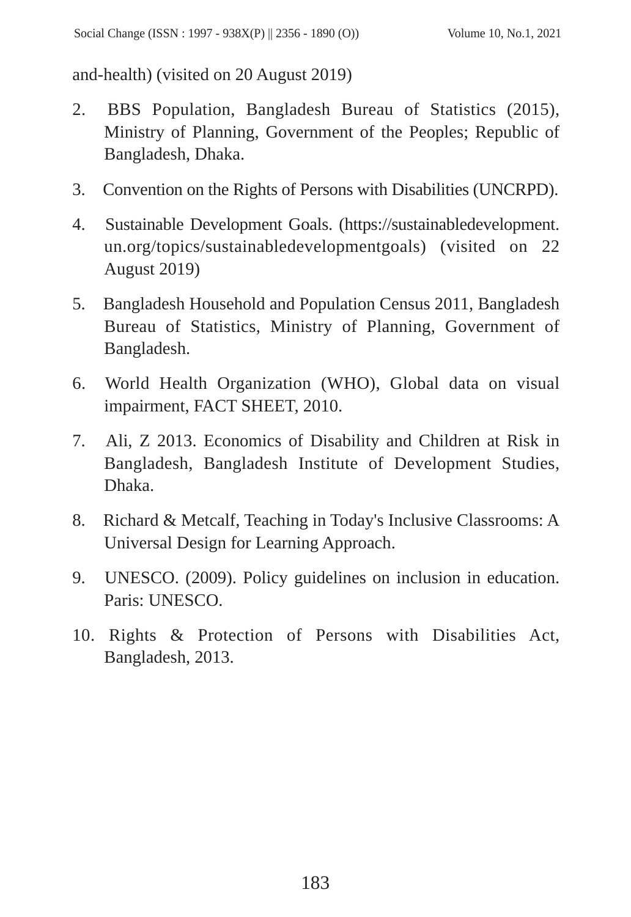and-health) (visited on 20 August 2019)

2. BBS Population, Bangladesh Bureau of Statistics (2015), Ministry of Planning, Government of the Peoples; Republic of Bangladesh, Dhaka.
3. Convention on the Rights of Persons with Disabilities (UNCRPD).
4. Sustainable Development Goals. (https://sustainabledevelopment.un.org/topics/sustainabledevelopmentgoals) (visited on 22 August 2019)
5. Bangladesh Household and Population Census 2011, Bangladesh Bureau of Statistics, Ministry of Planning, Government of Bangladesh.
6. World Health Organization (WHO), Global data on visual impairment, FACT SHEET, 2010.
7. Ali, Z 2013. Economics of Disability and Children at Risk in Bangladesh, Bangladesh Institute of Development Studies, Dhaka.
8. Richard & Metcalf, Teaching in Today's Inclusive Classrooms: A Universal Design for Learning Approach.
9. UNESCO. (2009). Policy guidelines on inclusion in education. Paris: UNESCO.
10. Rights & Protection of Persons with Disabilities Act, Bangladesh, 2013.